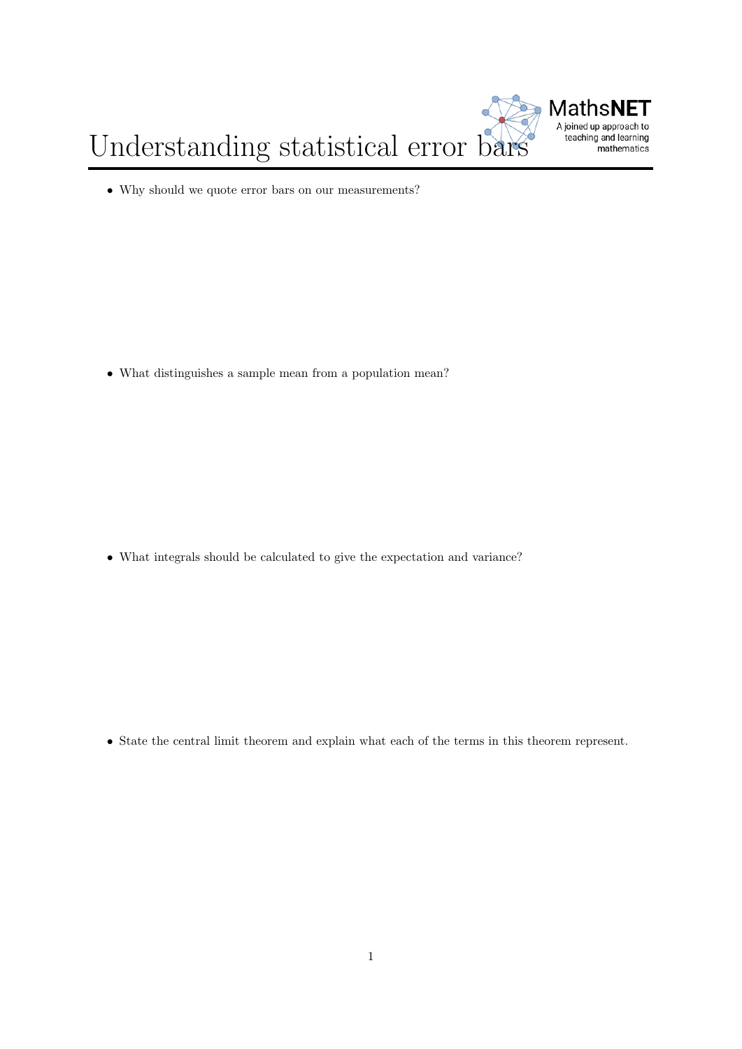# Understanding statistical error bars

- Why should we quote error bars on our measurements?

- What distinguishes a sample mean from a population mean?

- What integrals should be calculated to give the expectation and variance?

- State the central limit theorem and explain what each of the terms in this theorem represent.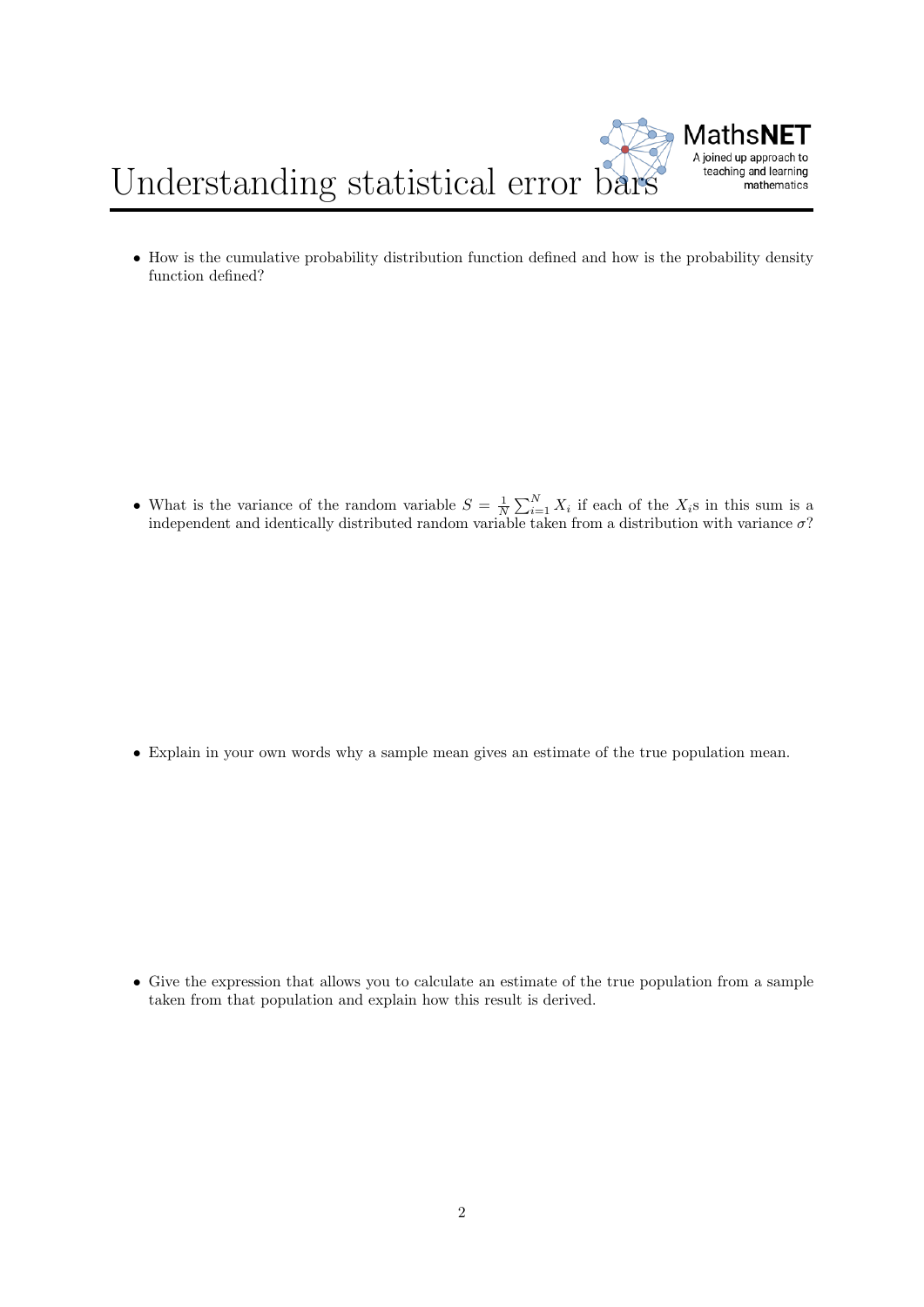# Understanding statistical error bars

- How is the cumulative probability distribution function defined and how is the probability density function defined?

- What is the variance of the random variable $S = \frac{1}{N}\sum_{i=1}^{N} X_i$ if each of the $X_i$s in this sum is a independent and identically distributed random variable taken from a distribution with variance $\sigma$?

- Explain in your own words why a sample mean gives an estimate of the true population mean.

- Give the expression that allows you to calculate an estimate of the true population from a sample taken from that population and explain how this result is derived.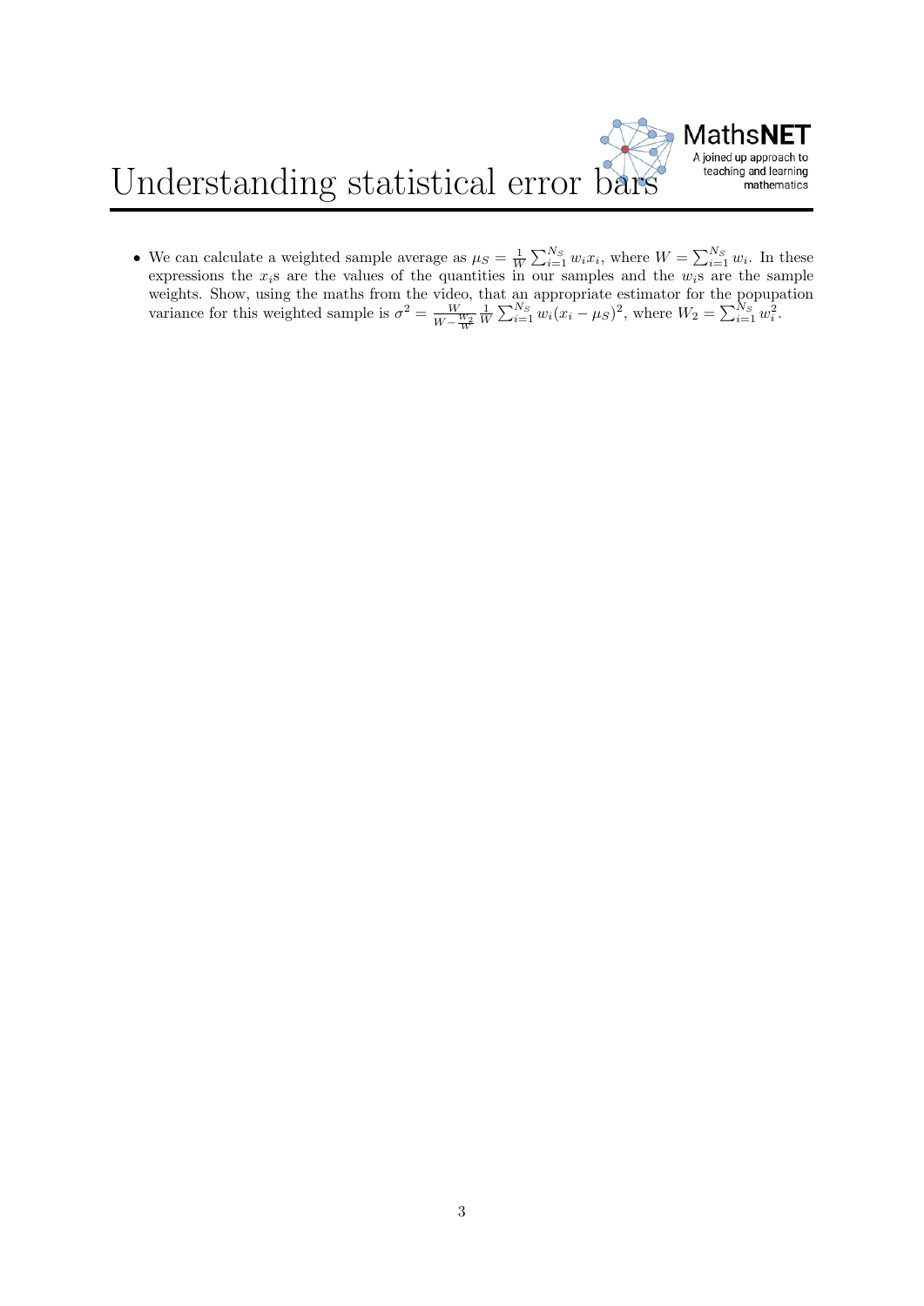# Understanding statistical error bars

- We can calculate a weighted sample average as $\mu_S = \frac{1}{W}\sum_{i=1}^{N_S} w_i x_i$, where $W = \sum_{i=1}^{N_S} w_i$. In these expressions the $x_i$s are the values of the quantities in our samples and the $w_i$s are the sample weights. Show, using the maths from the video, that an appropriate estimator for the popupation variance for this weighted sample is $\sigma^2 = \frac{W}{W - \frac{W_2}{W}} \frac{1}{W} \sum_{i=1}^{N_S} w_i (x_i - \mu_S)^2$, where $W_2 = \sum_{i=1}^{N_S} w_i^2$.